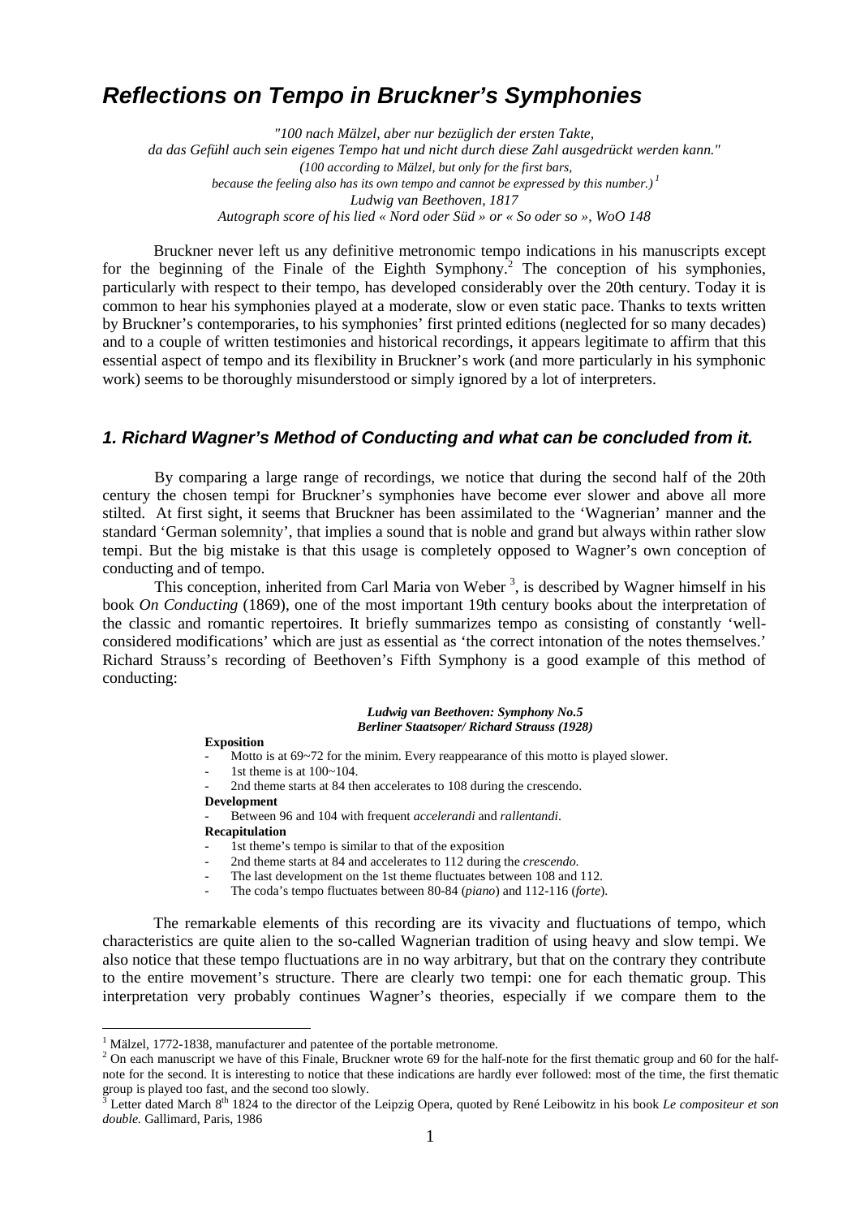# *Reflections on Tempo in Bruckner's Symphonies*

*"100 nach Mälzel, aber nur bezüglich der ersten Takte,*
*da das Gefühl auch sein eigenes Tempo hat und nicht durch diese Zahl ausgedrückt werden kann."*
*(100 according to Mälzel, but only for the first bars,*
*because the feeling also has its own tempo and cannot be expressed by this number.)* [1]
*Ludwig van Beethoven, 1817*
*Autograph score of his lied « Nord oder Süd » or « So oder so », WoO 148*

Bruckner never left us any definitive metronomic tempo indications in his manuscripts except for the beginning of the Finale of the Eighth Symphony.[2] The conception of his symphonies, particularly with respect to their tempo, has developed considerably over the 20th century. Today it is common to hear his symphonies played at a moderate, slow or even static pace. Thanks to texts written by Bruckner's contemporaries, to his symphonies' first printed editions (neglected for so many decades) and to a couple of written testimonies and historical recordings, it appears legitimate to affirm that this essential aspect of tempo and its flexibility in Bruckner's work (and more particularly in his symphonic work) seems to be thoroughly misunderstood or simply ignored by a lot of interpreters.

## *1. Richard Wagner's Method of Conducting and what can be concluded from it.*

By comparing a large range of recordings, we notice that during the second half of the 20th century the chosen tempi for Bruckner's symphonies have become ever slower and above all more stilted. At first sight, it seems that Bruckner has been assimilated to the 'Wagnerian' manner and the standard 'German solemnity', that implies a sound that is noble and grand but always within rather slow tempi. But the big mistake is that this usage is completely opposed to Wagner's own conception of conducting and of tempo.

This conception, inherited from Carl Maria von Weber [3], is described by Wagner himself in his book *On Conducting* (1869), one of the most important 19th century books about the interpretation of the classic and romantic repertoires. It briefly summarizes tempo as consisting of constantly 'well-considered modifications' which are just as essential as 'the correct intonation of the notes themselves.' Richard Strauss's recording of Beethoven's Fifth Symphony is a good example of this method of conducting:

***Ludwig van Beethoven: Symphony No.5***
***Berliner Staatsoper/ Richard Strauss (1928)***

**Exposition**
- Motto is at 69~72 for the minim. Every reappearance of this motto is played slower.
- 1st theme is at 100~104.
- 2nd theme starts at 84 then accelerates to 108 during the crescendo.

**Development**
- Between 96 and 104 with frequent *accelerandi* and *rallentandi*.

**Recapitulation**
- 1st theme's tempo is similar to that of the exposition
- 2nd theme starts at 84 and accelerates to 112 during the *crescendo*.
- The last development on the 1st theme fluctuates between 108 and 112.
- The coda's tempo fluctuates between 80-84 (*piano*) and 112-116 (*forte*).

The remarkable elements of this recording are its vivacity and fluctuations of tempo, which characteristics are quite alien to the so-called Wagnerian tradition of using heavy and slow tempi. We also notice that these tempo fluctuations are in no way arbitrary, but that on the contrary they contribute to the entire movement's structure. There are clearly two tempi: one for each thematic group. This interpretation very probably continues Wagner's theories, especially if we compare them to the

---

[1] Mälzel, 1772-1838, manufacturer and patentee of the portable metronome.

[2] On each manuscript we have of this Finale, Bruckner wrote 69 for the half-note for the first thematic group and 60 for the half-note for the second. It is interesting to notice that these indications are hardly ever followed: most of the time, the first thematic group is played too fast, and the second too slowly.

[3] Letter dated March 8th 1824 to the director of the Leipzig Opera, quoted by René Leibowitz in his book *Le compositeur et son double.* Gallimard, Paris, 1986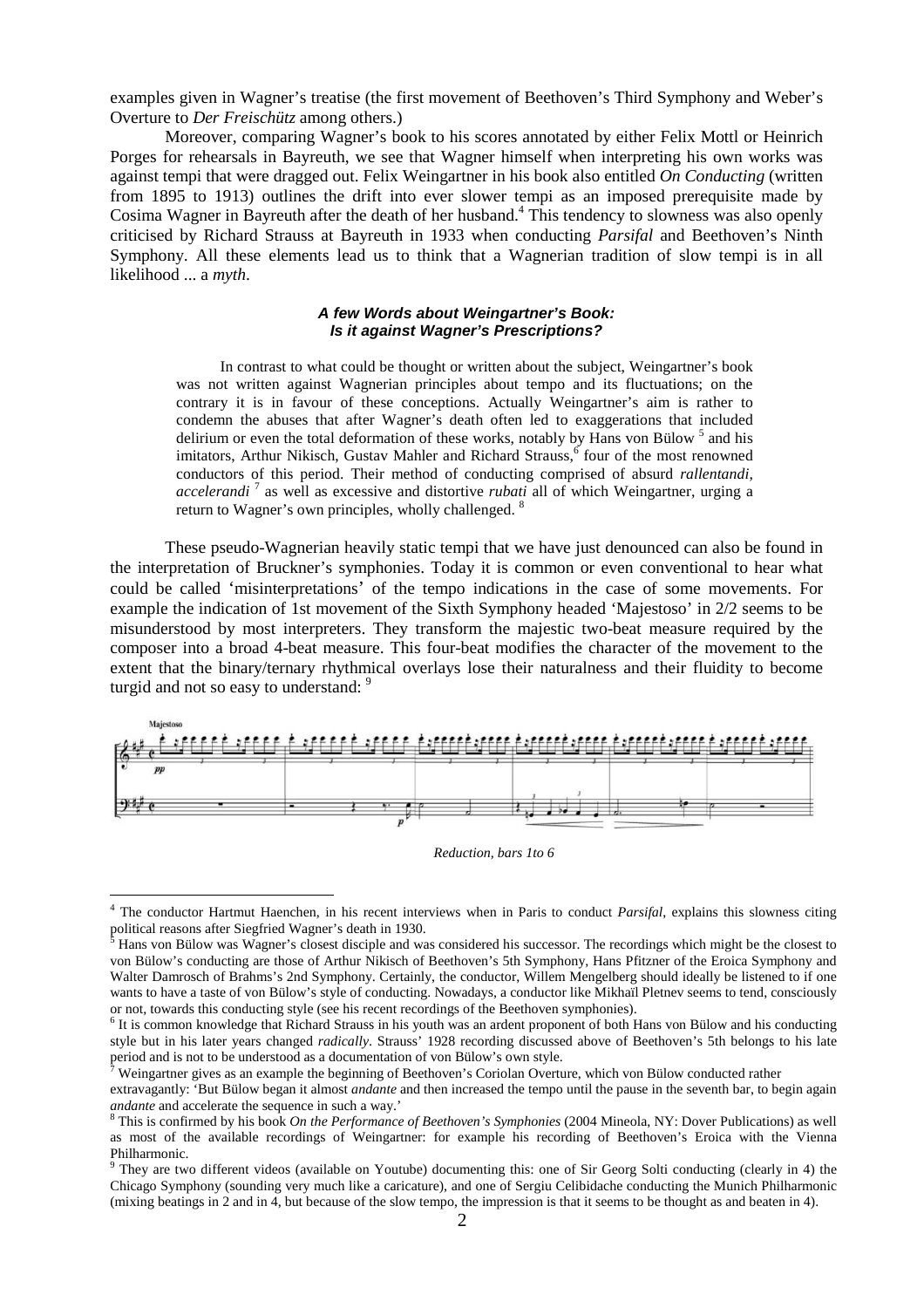examples given in Wagner's treatise (the first movement of Beethoven's Third Symphony and Weber's Overture to *Der Freischütz* among others.)

Moreover, comparing Wagner's book to his scores annotated by either Felix Mottl or Heinrich Porges for rehearsals in Bayreuth, we see that Wagner himself when interpreting his own works was against tempi that were dragged out. Felix Weingartner in his book also entitled *On Conducting* (written from 1895 to 1913) outlines the drift into ever slower tempi as an imposed prerequisite made by Cosima Wagner in Bayreuth after the death of her husband.[4] This tendency to slowness was also openly criticised by Richard Strauss at Bayreuth in 1933 when conducting *Parsifal* and Beethoven's Ninth Symphony. All these elements lead us to think that a Wagnerian tradition of slow tempi is in all likelihood ... a *myth*.

### *A few Words about Weingartner's Book: Is it against Wagner's Prescriptions?*

> In contrast to what could be thought or written about the subject, Weingartner's book was not written against Wagnerian principles about tempo and its fluctuations; on the contrary it is in favour of these conceptions. Actually Weingartner's aim is rather to condemn the abuses that after Wagner's death often led to exaggerations that included delirium or even the total deformation of these works, notably by Hans von Bülow [5] and his imitators, Arthur Nikisch, Gustav Mahler and Richard Strauss,[6] four of the most renowned conductors of this period. Their method of conducting comprised of absurd *rallentandi, accelerandi* [7] as well as excessive and distortive *rubati* all of which Weingartner, urging a return to Wagner's own principles, wholly challenged. [8]

These pseudo-Wagnerian heavily static tempi that we have just denounced can also be found in the interpretation of Bruckner's symphonies. Today it is common or even conventional to hear what could be called 'misinterpretations' of the tempo indications in the case of some movements. For example the indication of 1st movement of the Sixth Symphony headed 'Majestoso' in 2/2 seems to be misunderstood by most interpreters. They transform the majestic two-beat measure required by the composer into a broad 4-beat measure. This four-beat modifies the character of the movement to the extent that the binary/ternary rhythmical overlays lose their naturalness and their fluidity to become turgid and not so easy to understand: [9]

*Reduction, bars 1to 6*

---

[4] The conductor Hartmut Haenchen, in his recent interviews when in Paris to conduct *Parsifal*, explains this slowness citing political reasons after Siegfried Wagner's death in 1930.

[5] Hans von Bülow was Wagner's closest disciple and was considered his successor. The recordings which might be the closest to von Bülow's conducting are those of Arthur Nikisch of Beethoven's 5th Symphony, Hans Pfitzner of the Eroica Symphony and Walter Damrosch of Brahms's 2nd Symphony. Certainly, the conductor, Willem Mengelberg should ideally be listened to if one wants to have a taste of von Bülow's style of conducting. Nowadays, a conductor like Mikhaïl Pletnev seems to tend, consciously or not, towards this conducting style (see his recent recordings of the Beethoven symphonies).

[6] It is common knowledge that Richard Strauss in his youth was an ardent proponent of both Hans von Bülow and his conducting style but in his later years changed *radically.* Strauss' 1928 recording discussed above of Beethoven's 5th belongs to his late period and is not to be understood as a documentation of von Bülow's own style.

[7] Weingartner gives as an example the beginning of Beethoven's Coriolan Overture, which von Bülow conducted rather extravagantly: 'But Bülow began it almost *andante* and then increased the tempo until the pause in the seventh bar, to begin again *andante* and accelerate the sequence in such a way.'

[8] This is confirmed by his book *On the Performance of Beethoven's Symphonies* (2004 Mineola, NY: Dover Publications) as well as most of the available recordings of Weingartner: for example his recording of Beethoven's Eroica with the Vienna Philharmonic.

[9] They are two different videos (available on Youtube) documenting this: one of Sir Georg Solti conducting (clearly in 4) the Chicago Symphony (sounding very much like a caricature), and one of Sergiu Celibidache conducting the Munich Philharmonic (mixing beatings in 2 and in 4, but because of the slow tempo, the impression is that it seems to be thought as and beaten in 4).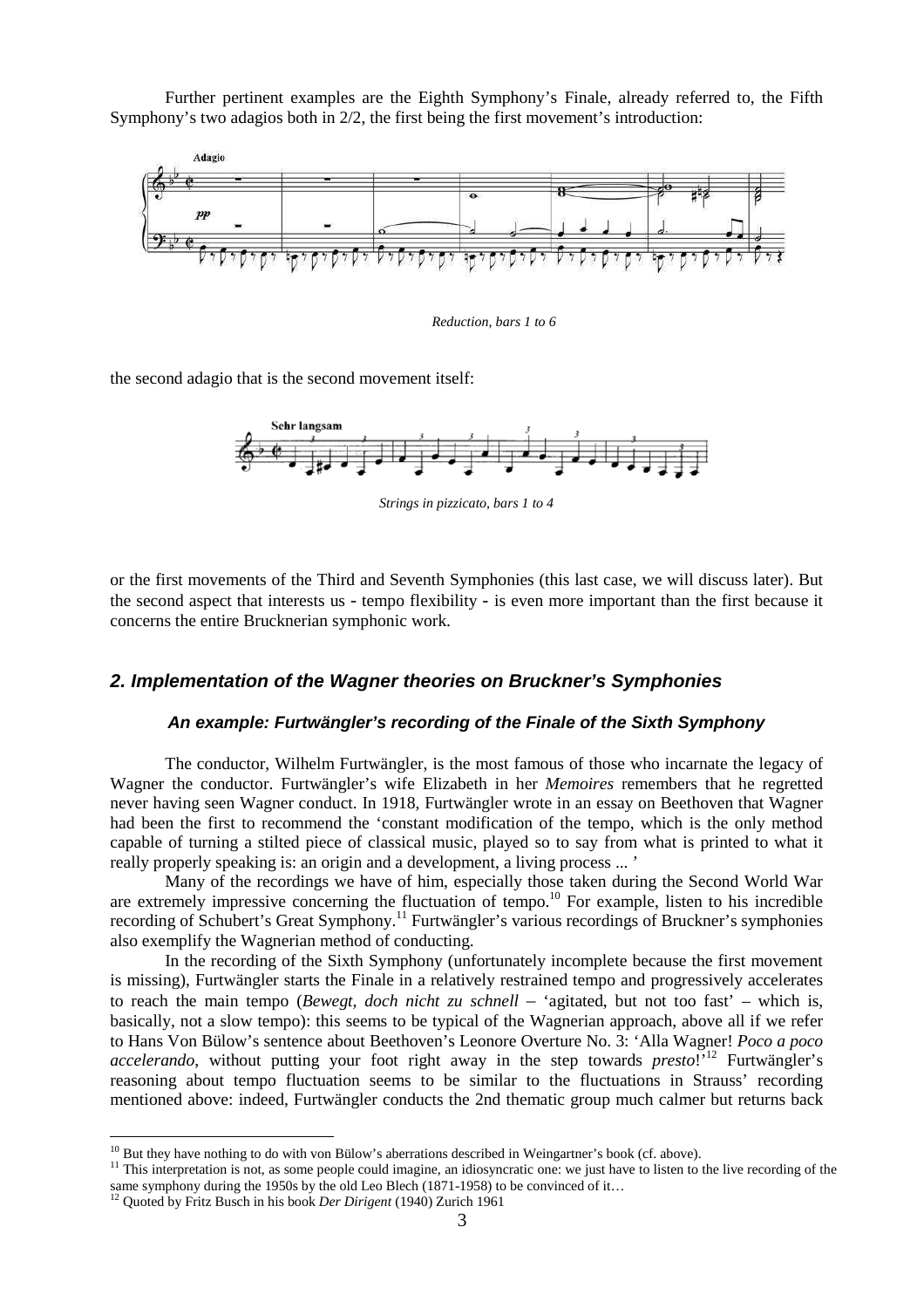Further pertinent examples are the Eighth Symphony's Finale, already referred to, the Fifth Symphony's two adagios both in 2/2, the first being the first movement's introduction:

*Reduction, bars 1 to 6*

the second adagio that is the second movement itself:

*Strings in pizzicato, bars 1 to 4*

or the first movements of the Third and Seventh Symphonies (this last case, we will discuss later). But the second aspect that interests us - tempo flexibility - is even more important than the first because it concerns the entire Brucknerian symphonic work.

## *2. Implementation of the Wagner theories on Bruckner's Symphonies*

### *An example: Furtwängler's recording of the Finale of the Sixth Symphony*

The conductor, Wilhelm Furtwängler, is the most famous of those who incarnate the legacy of Wagner the conductor. Furtwängler's wife Elizabeth in her *Memoires* remembers that he regretted never having seen Wagner conduct. In 1918, Furtwängler wrote in an essay on Beethoven that Wagner had been the first to recommend the 'constant modification of the tempo, which is the only method capable of turning a stilted piece of classical music, played so to say from what is printed to what it really properly speaking is: an origin and a development, a living process ... '

Many of the recordings we have of him, especially those taken during the Second World War are extremely impressive concerning the fluctuation of tempo.[10] For example, listen to his incredible recording of Schubert's Great Symphony.[11] Furtwängler's various recordings of Bruckner's symphonies also exemplify the Wagnerian method of conducting.

In the recording of the Sixth Symphony (unfortunately incomplete because the first movement is missing), Furtwängler starts the Finale in a relatively restrained tempo and progressively accelerates to reach the main tempo (*Bewegt, doch nicht zu schnell* – 'agitated, but not too fast' – which is, basically, not a slow tempo): this seems to be typical of the Wagnerian approach, above all if we refer to Hans Von Bülow's sentence about Beethoven's Leonore Overture No. 3: 'Alla Wagner! *Poco a poco accelerando*, without putting your foot right away in the step towards *presto*!'[12] Furtwängler's reasoning about tempo fluctuation seems to be similar to the fluctuations in Strauss' recording mentioned above: indeed, Furtwängler conducts the 2nd thematic group much calmer but returns back

---

[10] But they have nothing to do with von Bülow's aberrations described in Weingartner's book (cf. above).

[11] This interpretation is not, as some people could imagine, an idiosyncratic one: we just have to listen to the live recording of the same symphony during the 1950s by the old Leo Blech (1871-1958) to be convinced of it…

[12] Quoted by Fritz Busch in his book *Der Dirigent* (1940) Zurich 1961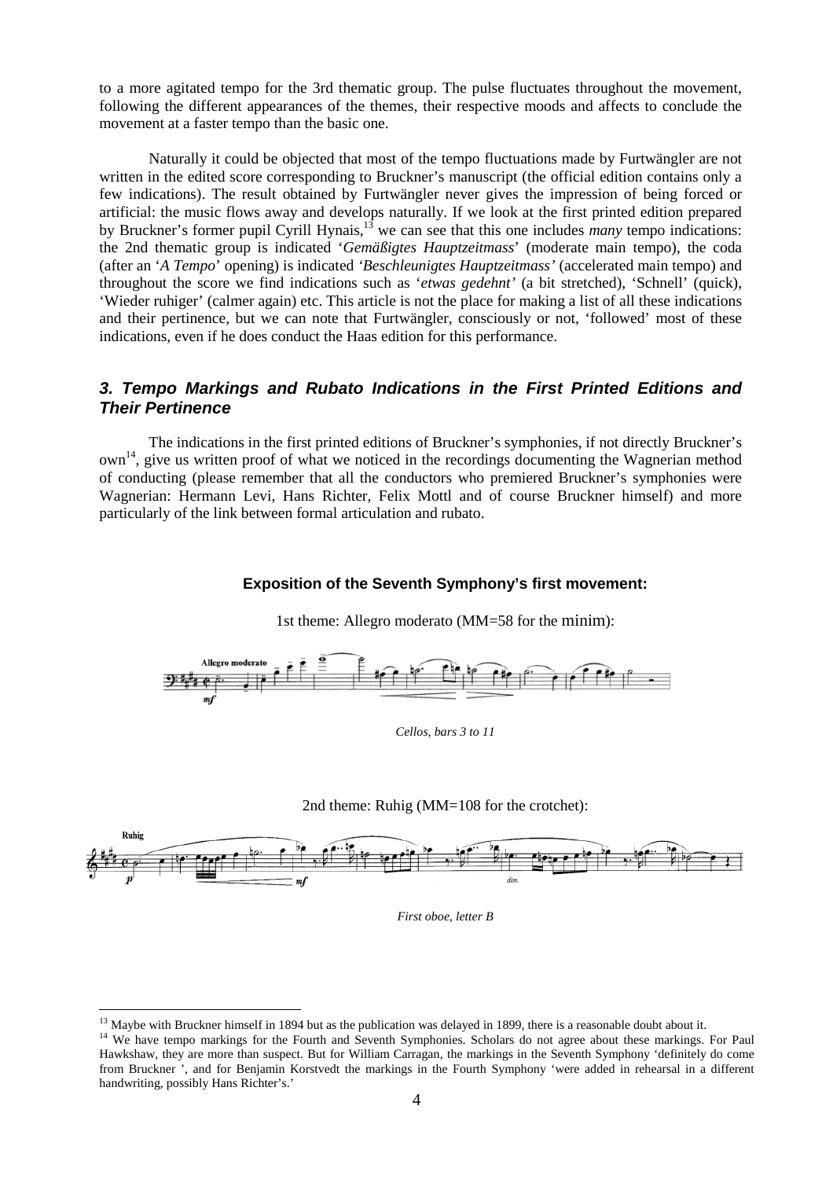to a more agitated tempo for the 3rd thematic group. The pulse fluctuates throughout the movement, following the different appearances of the themes, their respective moods and affects to conclude the movement at a faster tempo than the basic one.

Naturally it could be objected that most of the tempo fluctuations made by Furtwängler are not written in the edited score corresponding to Bruckner's manuscript (the official edition contains only a few indications). The result obtained by Furtwängler never gives the impression of being forced or artificial: the music flows away and develops naturally. If we look at the first printed edition prepared by Bruckner's former pupil Cyrill Hynais,[13] we can see that this one includes *many* tempo indications: the 2nd thematic group is indicated '*Gemäßigtes Hauptzeitmass*' (moderate main tempo), the coda (after an '*A Tempo*' opening) is indicated '*Beschleunigtes Hauptzeitmass'* (accelerated main tempo) and throughout the score we find indications such as '*etwas gedehnt'* (a bit stretched), 'Schnell' (quick), 'Wieder ruhiger' (calmer again) etc. This article is not the place for making a list of all these indications and their pertinence, but we can note that Furtwängler, consciously or not, 'followed' most of these indications, even if he does conduct the Haas edition for this performance.

## *3. Tempo Markings and Rubato Indications in the First Printed Editions and Their Pertinence*

The indications in the first printed editions of Bruckner's symphonies, if not directly Bruckner's own[14], give us written proof of what we noticed in the recordings documenting the Wagnerian method of conducting (please remember that all the conductors who premiered Bruckner's symphonies were Wagnerian: Hermann Levi, Hans Richter, Felix Mottl and of course Bruckner himself) and more particularly of the link between formal articulation and rubato.

**Exposition of the Seventh Symphony's first movement:**

1st theme: Allegro moderato (MM=58 for the minim):

*Cellos, bars 3 to 11*

2nd theme: Ruhig (MM=108 for the crotchet):

*First oboe, letter B*

---

[13] Maybe with Bruckner himself in 1894 but as the publication was delayed in 1899, there is a reasonable doubt about it.

[14] We have tempo markings for the Fourth and Seventh Symphonies. Scholars do not agree about these markings. For Paul Hawkshaw, they are more than suspect. But for William Carragan, the markings in the Seventh Symphony 'definitely do come from Bruckner ', and for Benjamin Korstvedt the markings in the Fourth Symphony 'were added in rehearsal in a different handwriting, possibly Hans Richter's.'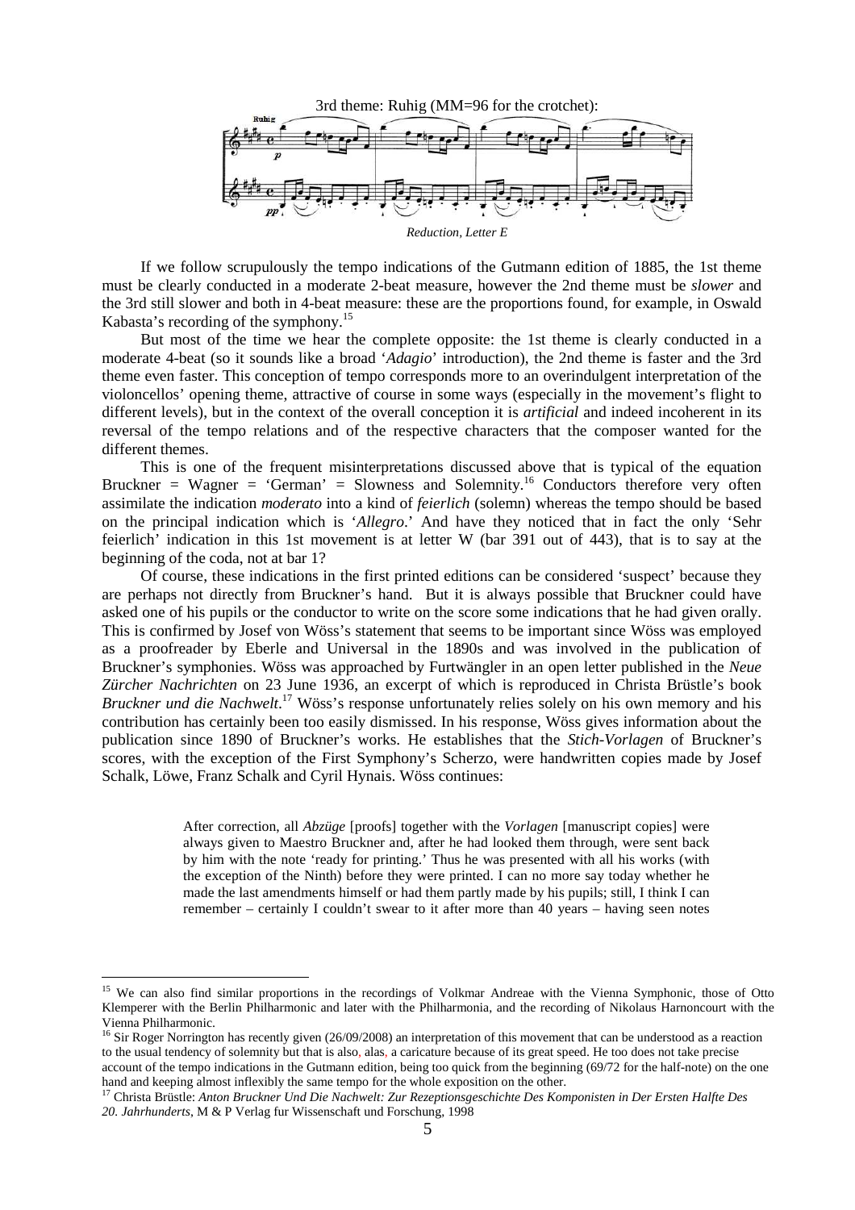3rd theme: Ruhig (MM=96 for the crotchet):

*Reduction, Letter E*

If we follow scrupulously the tempo indications of the Gutmann edition of 1885, the 1st theme must be clearly conducted in a moderate 2-beat measure, however the 2nd theme must be *slower* and the 3rd still slower and both in 4-beat measure: these are the proportions found, for example, in Oswald Kabasta's recording of the symphony.[15]

But most of the time we hear the complete opposite: the 1st theme is clearly conducted in a moderate 4-beat (so it sounds like a broad '*Adagio*' introduction), the 2nd theme is faster and the 3rd theme even faster. This conception of tempo corresponds more to an overindulgent interpretation of the violoncellos' opening theme, attractive of course in some ways (especially in the movement's flight to different levels), but in the context of the overall conception it is *artificial* and indeed incoherent in its reversal of the tempo relations and of the respective characters that the composer wanted for the different themes.

This is one of the frequent misinterpretations discussed above that is typical of the equation Bruckner = Wagner = 'German' = Slowness and Solemnity.[16] Conductors therefore very often assimilate the indication *moderato* into a kind of *feierlich* (solemn) whereas the tempo should be based on the principal indication which is '*Allegro*.' And have they noticed that in fact the only 'Sehr feierlich' indication in this 1st movement is at letter W (bar 391 out of 443), that is to say at the beginning of the coda, not at bar 1?

Of course, these indications in the first printed editions can be considered 'suspect' because they are perhaps not directly from Bruckner's hand. But it is always possible that Bruckner could have asked one of his pupils or the conductor to write on the score some indications that he had given orally. This is confirmed by Josef von Wöss's statement that seems to be important since Wöss was employed as a proofreader by Eberle and Universal in the 1890s and was involved in the publication of Bruckner's symphonies. Wöss was approached by Furtwängler in an open letter published in the *Neue Zürcher Nachrichten* on 23 June 1936, an excerpt of which is reproduced in Christa Brüstle's book *Bruckner und die Nachwelt*.[17] Wöss's response unfortunately relies solely on his own memory and his contribution has certainly been too easily dismissed. In his response, Wöss gives information about the publication since 1890 of Bruckner's works. He establishes that the *Stich-Vorlagen* of Bruckner's scores, with the exception of the First Symphony's Scherzo, were handwritten copies made by Josef Schalk, Löwe, Franz Schalk and Cyril Hynais. Wöss continues:

> After correction, all *Abzüge* [proofs] together with the *Vorlagen* [manuscript copies] were always given to Maestro Bruckner and, after he had looked them through, were sent back by him with the note 'ready for printing.' Thus he was presented with all his works (with the exception of the Ninth) before they were printed. I can no more say today whether he made the last amendments himself or had them partly made by his pupils; still, I think I can remember – certainly I couldn't swear to it after more than 40 years – having seen notes

---

[15] We can also find similar proportions in the recordings of Volkmar Andreae with the Vienna Symphonic, those of Otto Klemperer with the Berlin Philharmonic and later with the Philharmonia, and the recording of Nikolaus Harnoncourt with the Vienna Philharmonic.

[16] Sir Roger Norrington has recently given (26/09/2008) an interpretation of this movement that can be understood as a reaction to the usual tendency of solemnity but that is also, alas, a caricature because of its great speed. He too does not take precise account of the tempo indications in the Gutmann edition, being too quick from the beginning (69/72 for the half-note) on the one hand and keeping almost inflexibly the same tempo for the whole exposition on the other.

[17] Christa Brüstle: *Anton Bruckner Und Die Nachwelt: Zur Rezeptionsgeschichte Des Komponisten in Der Ersten Halfte Des 20. Jahrhunderts*, M & P Verlag fur Wissenschaft und Forschung, 1998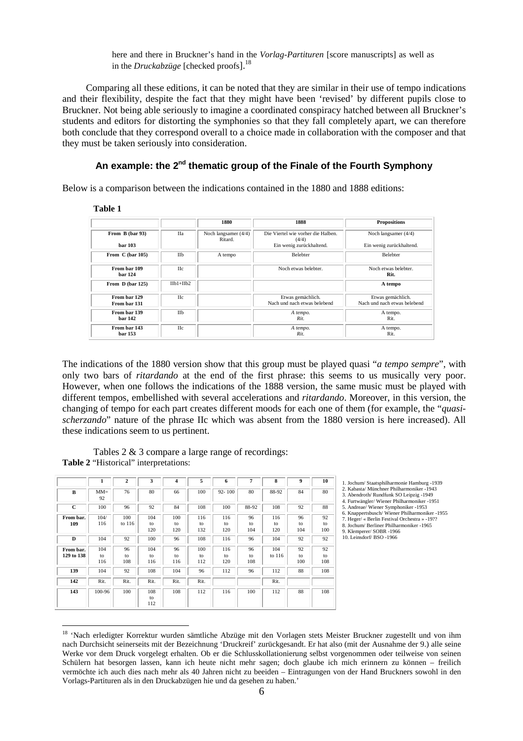here and there in Bruckner's hand in the *Vorlag-Partituren* [score manuscripts] as well as in the *Druckabzüge* [checked proofs].[18]

Comparing all these editions, it can be noted that they are similar in their use of tempo indications and their flexibility, despite the fact that they might have been 'revised' by different pupils close to Bruckner. Not being able seriously to imagine a coordinated conspiracy hatched between all Bruckner's students and editors for distorting the symphonies so that they fall completely apart, we can therefore both conclude that they correspond overall to a choice made in collaboration with the composer and that they must be taken seriously into consideration.

## An example: the 2nd thematic group of the Finale of the Fourth Symphony

Below is a comparison between the indications contained in the 1880 and 1888 editions:

**Table 1**

| | | 1880 | 1888 | Propositions |
|---|---|---|---|---|
| **From B (bar 93)**<br>**bar 103** | IIa | Noch langsamer (4/4)<br>Ritard. | Die Viertel wie vorher die Halben. (4/4)<br>Ein wenig zurückhaltend. | Noch langsamer (4/4)<br>Ein wenig zurückhaltend. |
| **From C (bar 105)** | IIb | A tempo | Belebter | Belebter |
| **From bar 109**<br>**bar 124** | IIc | | Noch etwas belebter. | Noch etwas belebter.<br>**Rit.** |
| **From D (bar 125)** | IIb1+IIb2 | | | **A tempo** |
| **From bar 129**<br>**From bar 131** | IIc | | Etwas gemächlich.<br>Nach und nach etwas belebend | Etwas gemächlich.<br>Nach und nach etwas belebend |
| **From bar 139**<br>**bar 142** | IIb | | *A tempo.*<br>*Rit.* | A tempo.<br>Rit. |
| **From bar 143**<br>**bar 153** | IIc | | *A tempo.*<br>*Rit.* | A tempo.<br>Rit. |

The indications of the 1880 version show that this group must be played quasi "*a tempo sempre*", with only two bars of *ritardando* at the end of the first phrase: this seems to us musically very poor. However, when one follows the indications of the 1888 version, the same music must be played with different tempos, embellished with several accelerations and *ritardando*. Moreover, in this version, the changing of tempo for each part creates different moods for each one of them (for example, the "*quasi-scherzando*" nature of the phrase IIc which was absent from the 1880 version is here increased). All these indications seem to us pertinent.

Tables 2 & 3 compare a large range of recordings:

**Table 2** "Historical" interpretations:

| | 1 | 2 | 3 | 4 | 5 | 6 | 7 | 8 | 9 | 10 |
|---|---|---|---|---|---|---|---|---|---|---|
| **B** | MM= 92 | 76 | 80 | 66 | 100 | 92- 100 | 80 | 88-92 | 84 | 80 |
| **C** | 100 | 96 | 92 | 84 | 108 | 100 | 88-92 | 108 | 92 | 88 |
| **From bar. 109** | 104/ 116 | 100 to 116 | 104 to 120 | 100 to 120 | 116 to 132 | 116 to 120 | 96 to 104 | 116 to 120 | 96 to 104 | 92 to 100 |
| **D** | 104 | 92 | 100 | 96 | 108 | 116 | 96 | 104 | 92 | 92 |
| **From bar. 129 to 138** | 104 to 116 | 96 to 108 | 104 to 116 | 96 to 116 | 100 to 112 | 116 to 120 | 96 to 108 | 104 to 116 | 92 to 100 | 92 to 108 |
| **139** | 104 | 92 | 108 | 104 | 96 | 112 | 96 | 112 | 88 | 108 |
| **142** | Rit. | Rit. | Rit. | Rit. | Rit. | | | Rit. | | |
| **143** | 100-96 | 100 | 108 to 112 | 108 | 112 | 116 | 100 | 112 | 88 | 108 |

1. Jochum/ Staatsphilharmonie Hamburg -1939
2. Kabasta/ Münchner Philharmoniker -1943
3. Abendroth/ Rundfunk SO Leipzig -1949
4. Furtwängler/ Wiener Philharmoniker -1951
5. Andreae/ Wiener Symphoniker -1953
6. Knappertsbusch/ Wiener Philharmoniker -1955
7. Heger/ « Berlin Festival Orchestra » -19??
8. Jochum/ Berliner Philharmoniker -1965
9. Klemperer/ SOBR -1966
10. Leinsdorf/ BSO -1966

[18] 'Nach erledigter Korrektur wurden sämtliche Abzüge mit den Vorlagen stets Meister Bruckner zugestellt und von ihm nach Durchsicht seinerseits mit der Bezeichnung 'Druckreif' zurückgesandt. Er hat also (mit der Ausnahme der 9.) alle seine Werke vor dem Druck vorgelegt erhalten. Ob er die Schlusskollationierung selbst vorgenommen oder teilweise von seinen Schülern hat besorgen lassen, kann ich heute nicht mehr sagen; doch glaube ich mich erinnern zu können – freilich vermöchte ich auch dies nach mehr als 40 Jahren nicht zu beeiden – Eintragungen von der Hand Bruckners sowohl in den Vorlags-Partituren als in den Druckabzügen hie und da gesehen zu haben.'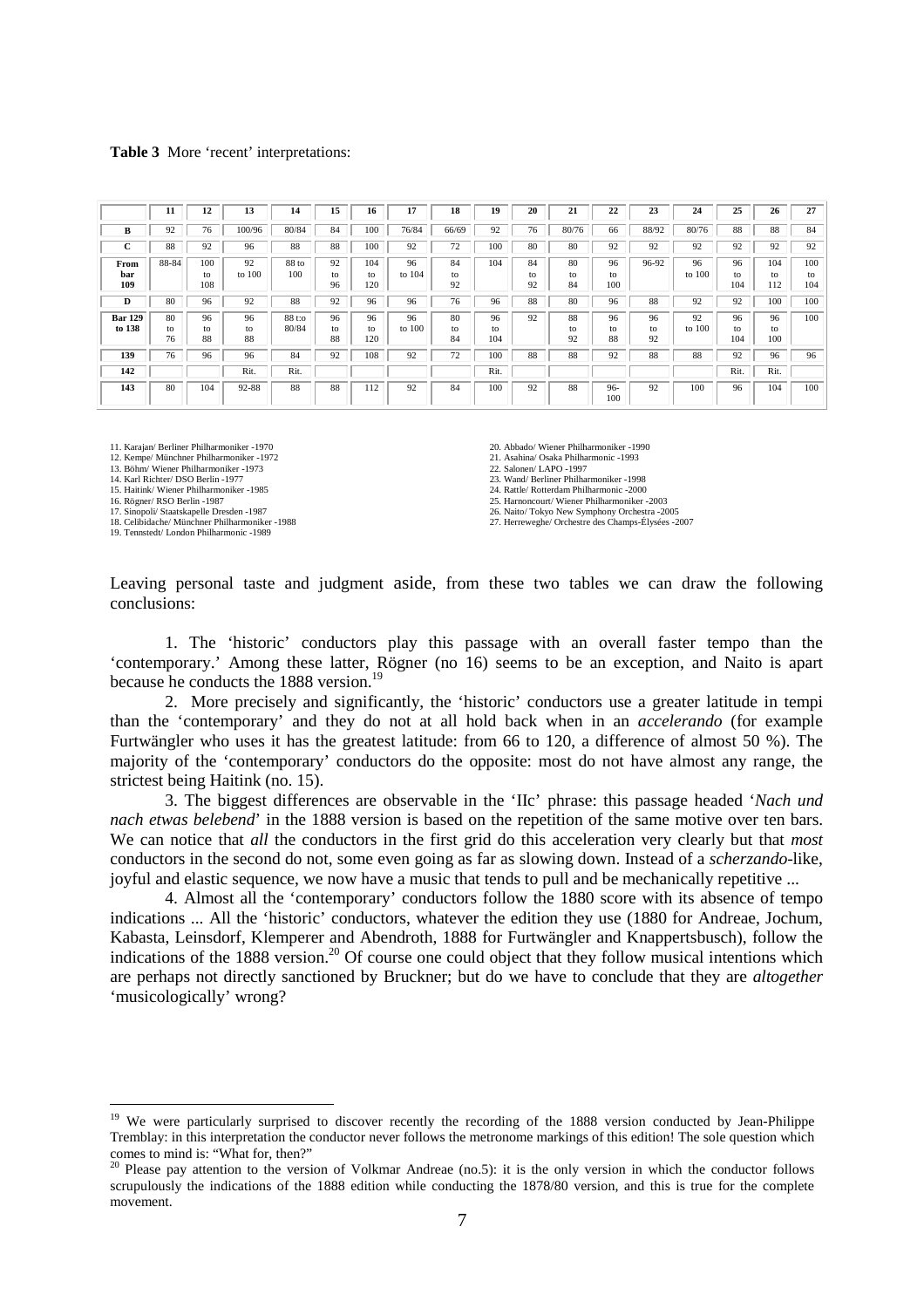**Table 3** More 'recent' interpretations:

| | 11 | 12 | 13 | 14 | 15 | 16 | 17 | 18 | 19 | 20 | 21 | 22 | 23 | 24 | 25 | 26 | 27 |
|---|---|---|---|---|---|---|---|---|---|---|---|---|---|---|---|---|---|
| **B** | 92 | 76 | 100/96 | 80/84 | 84 | 100 | 76/84 | 66/69 | 92 | 76 | 80/76 | 66 | 88/92 | 80/76 | 88 | 88 | 84 |
| **C** | 88 | 92 | 96 | 88 | 88 | 100 | 92 | 72 | 100 | 80 | 80 | 92 | 92 | 92 | 92 | 92 | 92 |
| **From bar 109** | 88-84 | 100 to 108 | 92 to 100 | 88 to 100 | 92 to 96 | 104 to 120 | 96 to 104 | 84 to 92 | 104 | 84 to 92 | 80 to 84 | 96 to 100 | 96-92 | 96 to 100 | 96 to 104 | 104 to 112 | 100 to 104 |
| **D** | 80 | 96 | 92 | 88 | 92 | 96 | 96 | 76 | 96 | 88 | 80 | 96 | 88 | 92 | 92 | 100 | 100 |
| **Bar 129 to 138** | 80 to 76 | 96 to 88 | 96 to 88 | 88 t:o 80/84 | 96 to 88 | 96 to 120 | 96 to 100 | 80 to 84 | 96 to 104 | 92 | 88 to 92 | 96 to 88 | 96 to 92 | 92 to 100 | 96 to 104 | 96 to 100 | 100 |
| **139** | 76 | 96 | 96 | 84 | 92 | 108 | 92 | 72 | 100 | 88 | 88 | 92 | 88 | 88 | 92 | 96 | 96 |
| **142** | | | Rit. | Rit. | | | | | Rit. | | | | | | Rit. | Rit. | |
| **143** | 80 | 104 | 92-88 | 88 | 88 | 112 | 92 | 84 | 100 | 92 | 88 | 96-100 | 92 | 100 | 96 | 104 | 100 |

11. Karajan/ Berliner Philharmoniker -1970
12. Kempe/ Münchner Philharmoniker -1972
13. Böhm/ Wiener Philharmoniker -1973
14. Karl Richter/ DSO Berlin -1977
15. Haitink/ Wiener Philharmoniker -1985
16. Rögner/ RSO Berlin -1987
17. Sinopoli/ Staatskapelle Dresden -1987
18. Celibidache/ Münchner Philharmoniker -1988
19. Tennstedt/ London Philharmonic -1989
20. Abbado/ Wiener Philharmoniker -1990
21. Asahina/ Osaka Philharmonic -1993
22. Salonen/ LAPO -1997
23. Wand/ Berliner Philharmoniker -1998
24. Rattle/ Rotterdam Philharmonic -2000
25. Harnoncourt/ Wiener Philharmoniker -2003
26. Naito/ Tokyo New Symphony Orchestra -2005
27. Herreweghe/ Orchestre des Champs-Élysées -2007

Leaving personal taste and judgment aside, from these two tables we can draw the following conclusions:

1. The 'historic' conductors play this passage with an overall faster tempo than the 'contemporary.' Among these latter, Rögner (no 16) seems to be an exception, and Naito is apart because he conducts the 1888 version.[19]

2. More precisely and significantly, the 'historic' conductors use a greater latitude in tempi than the 'contemporary' and they do not at all hold back when in an *accelerando* (for example Furtwängler who uses it has the greatest latitude: from 66 to 120, a difference of almost 50 %). The majority of the 'contemporary' conductors do the opposite: most do not have almost any range, the strictest being Haitink (no. 15).

3. The biggest differences are observable in the 'IIc' phrase: this passage headed '*Nach und nach etwas belebend*' in the 1888 version is based on the repetition of the same motive over ten bars. We can notice that *all* the conductors in the first grid do this acceleration very clearly but that *most* conductors in the second do not, some even going as far as slowing down. Instead of a *scherzando*-like, joyful and elastic sequence, we now have a music that tends to pull and be mechanically repetitive ...

4. Almost all the 'contemporary' conductors follow the 1880 score with its absence of tempo indications ... All the 'historic' conductors, whatever the edition they use (1880 for Andreae, Jochum, Kabasta, Leinsdorf, Klemperer and Abendroth, 1888 for Furtwängler and Knappertsbusch), follow the indications of the 1888 version.[20] Of course one could object that they follow musical intentions which are perhaps not directly sanctioned by Bruckner; but do we have to conclude that they are *altogether* 'musicologically' wrong?

---

[19] We were particularly surprised to discover recently the recording of the 1888 version conducted by Jean-Philippe Tremblay: in this interpretation the conductor never follows the metronome markings of this edition! The sole question which comes to mind is: "What for, then?"

[20] Please pay attention to the version of Volkmar Andreae (no.5): it is the only version in which the conductor follows scrupulously the indications of the 1888 edition while conducting the 1878/80 version, and this is true for the complete movement.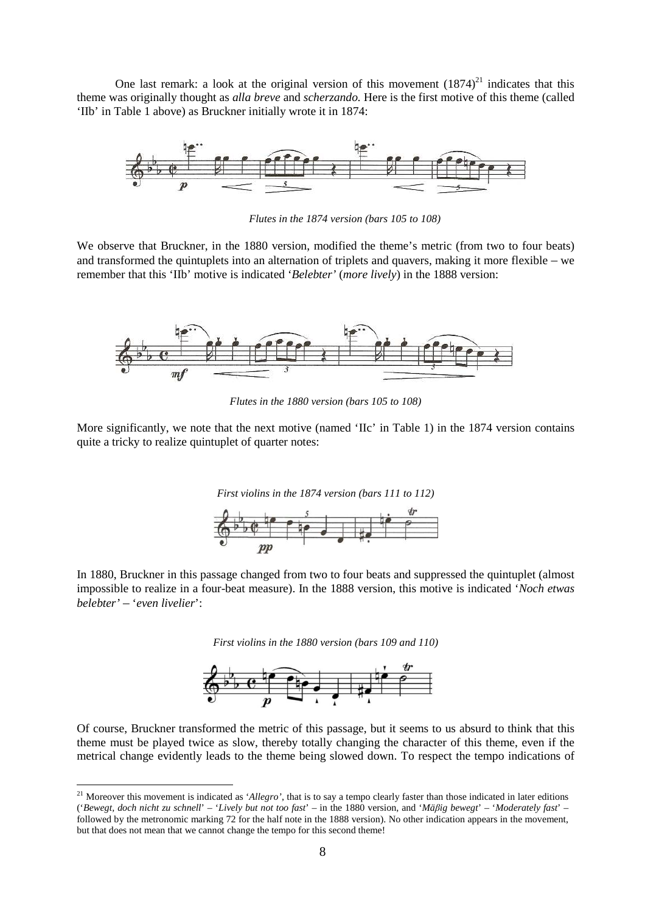One last remark: a look at the original version of this movement (1874)[21] indicates that this theme was originally thought as *alla breve* and *scherzando.* Here is the first motive of this theme (called 'IIb' in Table 1 above) as Bruckner initially wrote it in 1874:

*Flutes in the 1874 version (bars 105 to 108)*

We observe that Bruckner, in the 1880 version, modified the theme's metric (from two to four beats) and transformed the quintuplets into an alternation of triplets and quavers, making it more flexible – we remember that this 'IIb' motive is indicated '*Belebter'* (*more lively*) in the 1888 version:

*Flutes in the 1880 version (bars 105 to 108)*

More significantly, we note that the next motive (named 'IIc' in Table 1) in the 1874 version contains quite a tricky to realize quintuplet of quarter notes:

*First violins in the 1874 version (bars 111 to 112)*

In 1880, Bruckner in this passage changed from two to four beats and suppressed the quintuplet (almost impossible to realize in a four-beat measure). In the 1888 version, this motive is indicated '*Noch etwas belebter'* – '*even livelier*':

*First violins in the 1880 version (bars 109 and 110)*

Of course, Bruckner transformed the metric of this passage, but it seems to us absurd to think that this theme must be played twice as slow, thereby totally changing the character of this theme, even if the metrical change evidently leads to the theme being slowed down. To respect the tempo indications of

[21] Moreover this movement is indicated as '*Allegro'*, that is to say a tempo clearly faster than those indicated in later editions ('*Bewegt, doch nicht zu schnell*' – '*Lively but not too fast*' – in the 1880 version, and '*Mäßig bewegt*' – '*Moderately fast*' – followed by the metronomic marking 72 for the half note in the 1888 version). No other indication appears in the movement, but that does not mean that we cannot change the tempo for this second theme!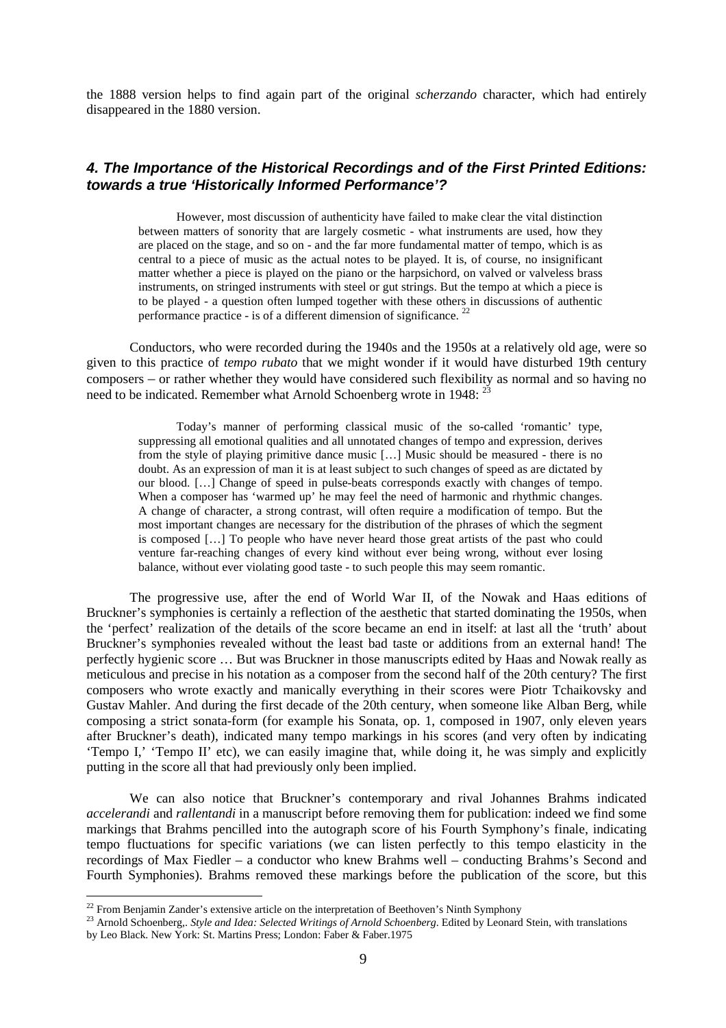the 1888 version helps to find again part of the original *scherzando* character, which had entirely disappeared in the 1880 version.

## *4. The Importance of the Historical Recordings and of the First Printed Editions: towards a true 'Historically Informed Performance'?*

> However, most discussion of authenticity have failed to make clear the vital distinction between matters of sonority that are largely cosmetic - what instruments are used, how they are placed on the stage, and so on - and the far more fundamental matter of tempo, which is as central to a piece of music as the actual notes to be played. It is, of course, no insignificant matter whether a piece is played on the piano or the harpsichord, on valved or valveless brass instruments, on stringed instruments with steel or gut strings. But the tempo at which a piece is to be played - a question often lumped together with these others in discussions of authentic performance practice - is of a different dimension of significance. [22]

Conductors, who were recorded during the 1940s and the 1950s at a relatively old age, were so given to this practice of *tempo rubato* that we might wonder if it would have disturbed 19th century composers – or rather whether they would have considered such flexibility as normal and so having no need to be indicated. Remember what Arnold Schoenberg wrote in 1948: [23]

> Today's manner of performing classical music of the so-called 'romantic' type, suppressing all emotional qualities and all unnotated changes of tempo and expression, derives from the style of playing primitive dance music […] Music should be measured - there is no doubt. As an expression of man it is at least subject to such changes of speed as are dictated by our blood. […] Change of speed in pulse-beats corresponds exactly with changes of tempo. When a composer has 'warmed up' he may feel the need of harmonic and rhythmic changes. A change of character, a strong contrast, will often require a modification of tempo. But the most important changes are necessary for the distribution of the phrases of which the segment is composed […] To people who have never heard those great artists of the past who could venture far-reaching changes of every kind without ever being wrong, without ever losing balance, without ever violating good taste - to such people this may seem romantic.

The progressive use, after the end of World War II, of the Nowak and Haas editions of Bruckner's symphonies is certainly a reflection of the aesthetic that started dominating the 1950s, when the 'perfect' realization of the details of the score became an end in itself: at last all the 'truth' about Bruckner's symphonies revealed without the least bad taste or additions from an external hand! The perfectly hygienic score … But was Bruckner in those manuscripts edited by Haas and Nowak really as meticulous and precise in his notation as a composer from the second half of the 20th century? The first composers who wrote exactly and manically everything in their scores were Piotr Tchaikovsky and Gustav Mahler. And during the first decade of the 20th century, when someone like Alban Berg, while composing a strict sonata-form (for example his Sonata, op. 1, composed in 1907, only eleven years after Bruckner's death), indicated many tempo markings in his scores (and very often by indicating 'Tempo I,' 'Tempo II' etc), we can easily imagine that, while doing it, he was simply and explicitly putting in the score all that had previously only been implied.

We can also notice that Bruckner's contemporary and rival Johannes Brahms indicated *accelerandi* and *rallentandi* in a manuscript before removing them for publication: indeed we find some markings that Brahms pencilled into the autograph score of his Fourth Symphony's finale, indicating tempo fluctuations for specific variations (we can listen perfectly to this tempo elasticity in the recordings of Max Fiedler – a conductor who knew Brahms well – conducting Brahms's Second and Fourth Symphonies). Brahms removed these markings before the publication of the score, but this

---

[22] From Benjamin Zander's extensive article on the interpretation of Beethoven's Ninth Symphony

[23] Arnold Schoenberg,. *Style and Idea: Selected Writings of Arnold Schoenberg*. Edited by Leonard Stein, with translations by Leo Black. New York: St. Martins Press; London: Faber & Faber.1975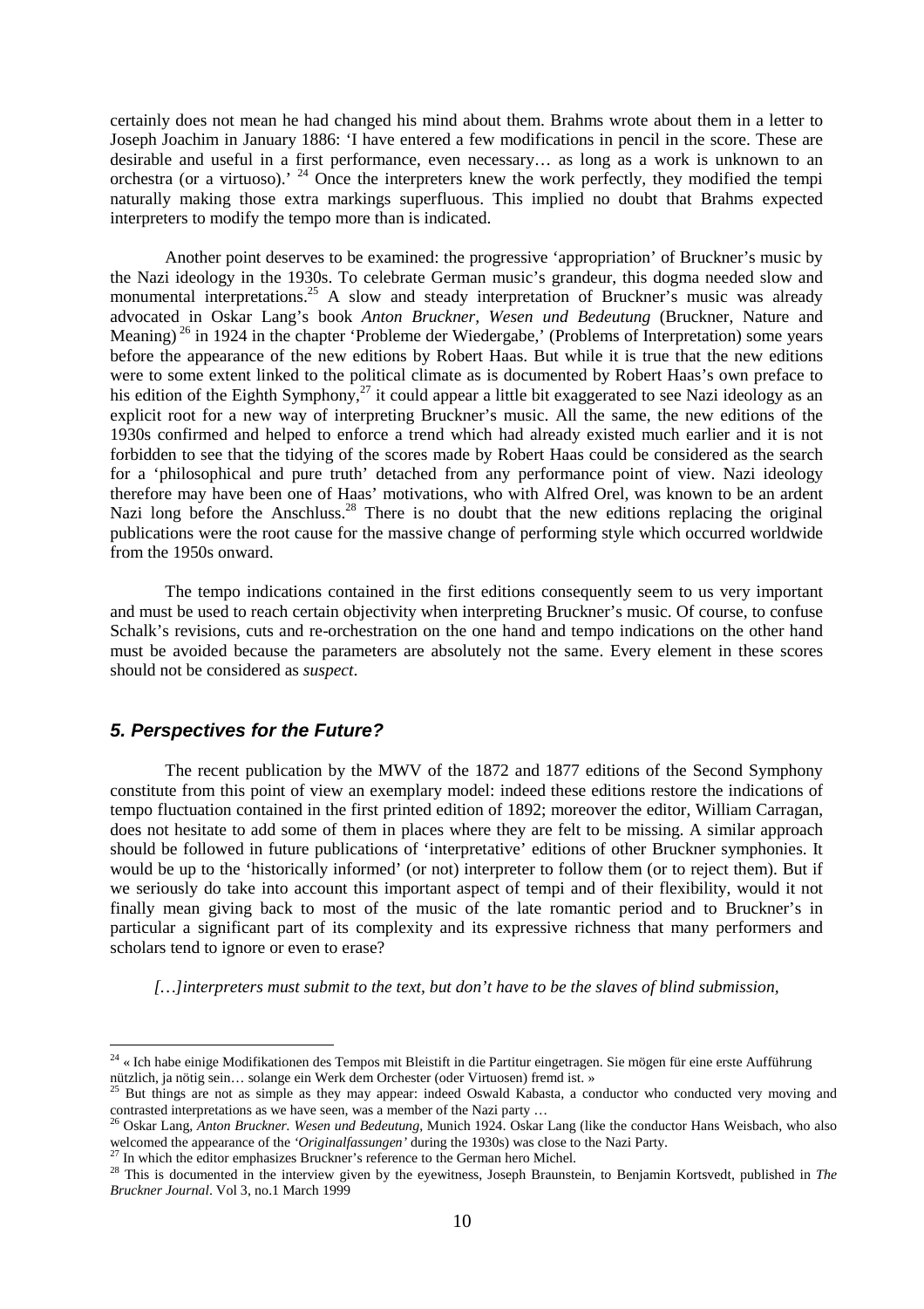certainly does not mean he had changed his mind about them. Brahms wrote about them in a letter to Joseph Joachim in January 1886: 'I have entered a few modifications in pencil in the score. These are desirable and useful in a first performance, even necessary… as long as a work is unknown to an orchestra (or a virtuoso).' [24] Once the interpreters knew the work perfectly, they modified the tempi naturally making those extra markings superfluous. This implied no doubt that Brahms expected interpreters to modify the tempo more than is indicated.

Another point deserves to be examined: the progressive 'appropriation' of Bruckner's music by the Nazi ideology in the 1930s. To celebrate German music's grandeur, this dogma needed slow and monumental interpretations.[25] A slow and steady interpretation of Bruckner's music was already advocated in Oskar Lang's book *Anton Bruckner, Wesen und Bedeutung* (Bruckner, Nature and Meaning) [26] in 1924 in the chapter 'Probleme der Wiedergabe,' (Problems of Interpretation) some years before the appearance of the new editions by Robert Haas. But while it is true that the new editions were to some extent linked to the political climate as is documented by Robert Haas's own preface to his edition of the Eighth Symphony,[27] it could appear a little bit exaggerated to see Nazi ideology as an explicit root for a new way of interpreting Bruckner's music. All the same, the new editions of the 1930s confirmed and helped to enforce a trend which had already existed much earlier and it is not forbidden to see that the tidying of the scores made by Robert Haas could be considered as the search for a 'philosophical and pure truth' detached from any performance point of view. Nazi ideology therefore may have been one of Haas' motivations, who with Alfred Orel, was known to be an ardent Nazi long before the Anschluss.[28] There is no doubt that the new editions replacing the original publications were the root cause for the massive change of performing style which occurred worldwide from the 1950s onward.

The tempo indications contained in the first editions consequently seem to us very important and must be used to reach certain objectivity when interpreting Bruckner's music. Of course, to confuse Schalk's revisions, cuts and re-orchestration on the one hand and tempo indications on the other hand must be avoided because the parameters are absolutely not the same. Every element in these scores should not be considered as *suspect*.

## *5. Perspectives for the Future?*

The recent publication by the MWV of the 1872 and 1877 editions of the Second Symphony constitute from this point of view an exemplary model: indeed these editions restore the indications of tempo fluctuation contained in the first printed edition of 1892; moreover the editor, William Carragan, does not hesitate to add some of them in places where they are felt to be missing. A similar approach should be followed in future publications of 'interpretative' editions of other Bruckner symphonies. It would be up to the 'historically informed' (or not) interpreter to follow them (or to reject them). But if we seriously do take into account this important aspect of tempi and of their flexibility, would it not finally mean giving back to most of the music of the late romantic period and to Bruckner's in particular a significant part of its complexity and its expressive richness that many performers and scholars tend to ignore or even to erase?

*[…]interpreters must submit to the text, but don't have to be the slaves of blind submission,*

---

[24] « Ich habe einige Modifikationen des Tempos mit Bleistift in die Partitur eingetragen. Sie mögen für eine erste Aufführung nützlich, ja nötig sein… solange ein Werk dem Orchester (oder Virtuosen) fremd ist. »

[25] But things are not as simple as they may appear: indeed Oswald Kabasta, a conductor who conducted very moving and contrasted interpretations as we have seen, was a member of the Nazi party …

[26] Oskar Lang, *Anton Bruckner. Wesen und Bedeutung*, Munich 1924. Oskar Lang (like the conductor Hans Weisbach, who also welcomed the appearance of the *'Originalfassungen'* during the 1930s) was close to the Nazi Party.

[27] In which the editor emphasizes Bruckner's reference to the German hero Michel.

[28] This is documented in the interview given by the eyewitness, Joseph Braunstein, to Benjamin Kortsvedt, published in *The Bruckner Journal*. Vol 3, no.1 March 1999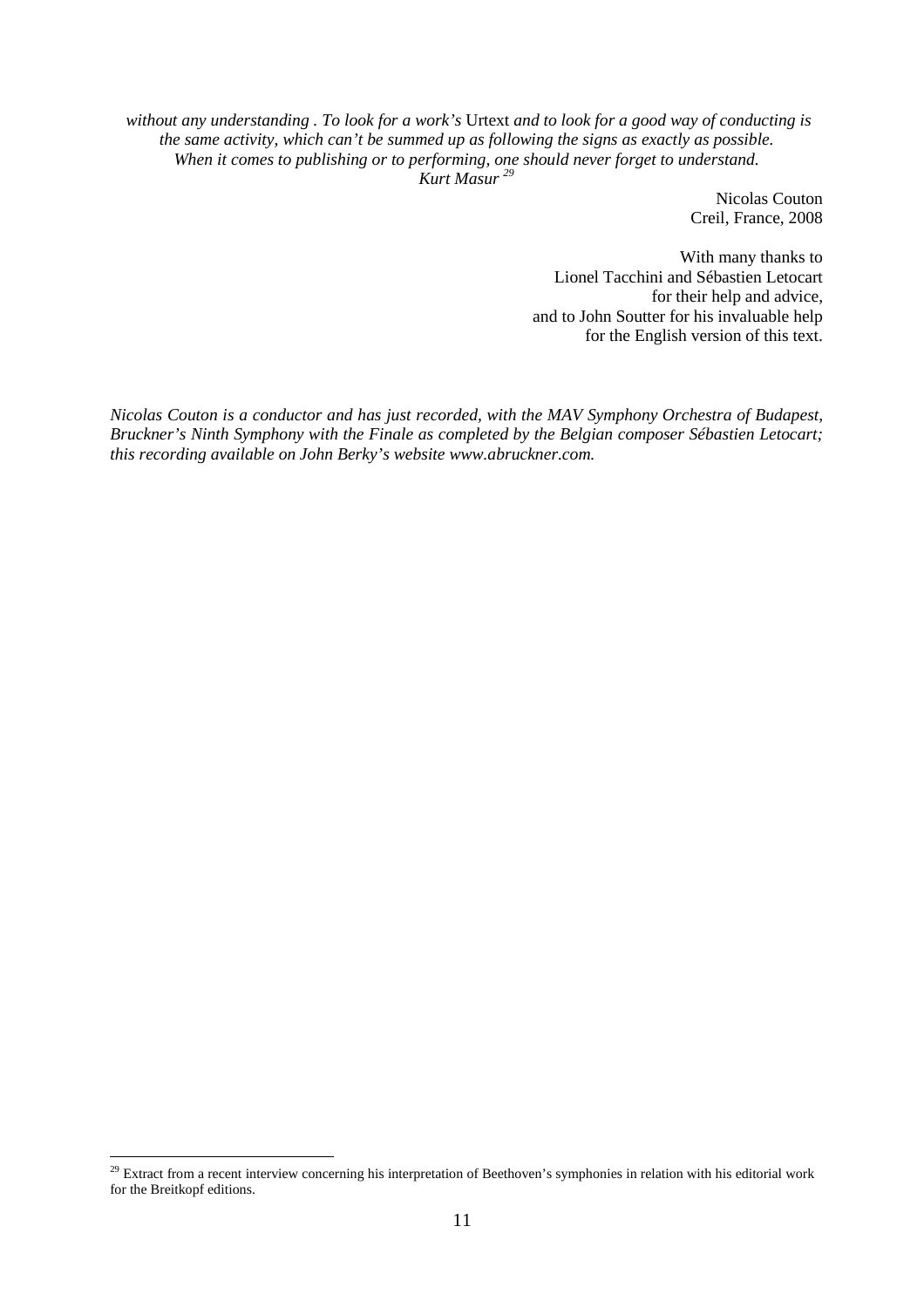*without any understanding . To look for a work's* Urtext *and to look for a good way of conducting is the same activity, which can't be summed up as following the signs as exactly as possible. When it comes to publishing or to performing, one should never forget to understand.*
*Kurt Masur* [29]

Nicolas Couton
Creil, France, 2008

With many thanks to
Lionel Tacchini and Sébastien Letocart
for their help and advice,
and to John Soutter for his invaluable help
for the English version of this text.

*Nicolas Couton is a conductor and has just recorded, with the MAV Symphony Orchestra of Budapest, Bruckner's Ninth Symphony with the Finale as completed by the Belgian composer Sébastien Letocart; this recording available on John Berky's website www.abruckner.com.*

[29] Extract from a recent interview concerning his interpretation of Beethoven's symphonies in relation with his editorial work for the Breitkopf editions.